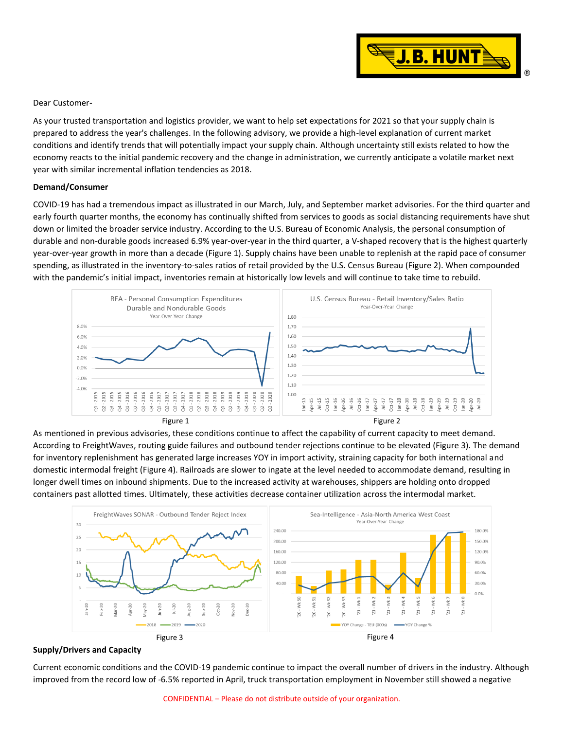Dear Customer-

As your trusted transportation and logistics provider, we want to help set expectations for 2021 so that your supply chain is prepared to address the year's challenges. In the following advisory, we provide a high-level explanation of current market conditions and identify trends that will potentially impact your supply chain. Although uncertainty still exists related to how the economy reacts to the initial pandemic recovery and the change in administration, we currently anticipate a volatile market next year with similar incremental inflation tendencies as 2018.

**Demand/Consumer**

COVID-19 has had a tremendous impact as illustrated in our March, July, and September market advisories. For the third quarter and early fourth quarter months, the economy has continually shifted from services to goods as social distancing requirements have shut down or limited the broader service industry. According to the U.S. Bureau of Economic Analysis, the personal consumption of durable and non-durable goods increased 6.9% year-over-year in the third quarter, a V-shaped recovery that is the highest quarterly year-over-year growth in more than a decade (Figure 1). Supply chains have been unable to replenish at the rapid pace of consumer spending, as illustrated in the inventory-to-sales ratios of retail provided by the U.S. Census Bureau (Figure 2). When compounded with the pandemic's initial impact, inventories remain at historically low levels and will continue to take time to rebuild.

Figure 1

Figure 2

As mentioned in previous advisories, these conditions continue to affect the capability of current capacity to meet demand. According to FreightWaves, routing guide failures and outbound tender rejections continue to be elevated (Figure 3). The demand for inventory replenishment has generated large increases YOY in import activity, straining capacity for both international and domestic intermodal freight (Figure 4). Railroads are slower to ingate at the level needed to accommodate demand, resulting in longer dwell times on inbound shipments. Due to the increased activity at warehouses, shippers are holding onto dropped containers past allotted times. Ultimately, these activities decrease container utilization across the intermodal market.

Figure 3

Figure 4

**Supply/Drivers and Capacity**

Current economic conditions and the COVID-19 pandemic continue to impact the overall number of drivers in the industry. Although improved from the record low of -6.5% reported in April, truck transportation employment in November still showed a negative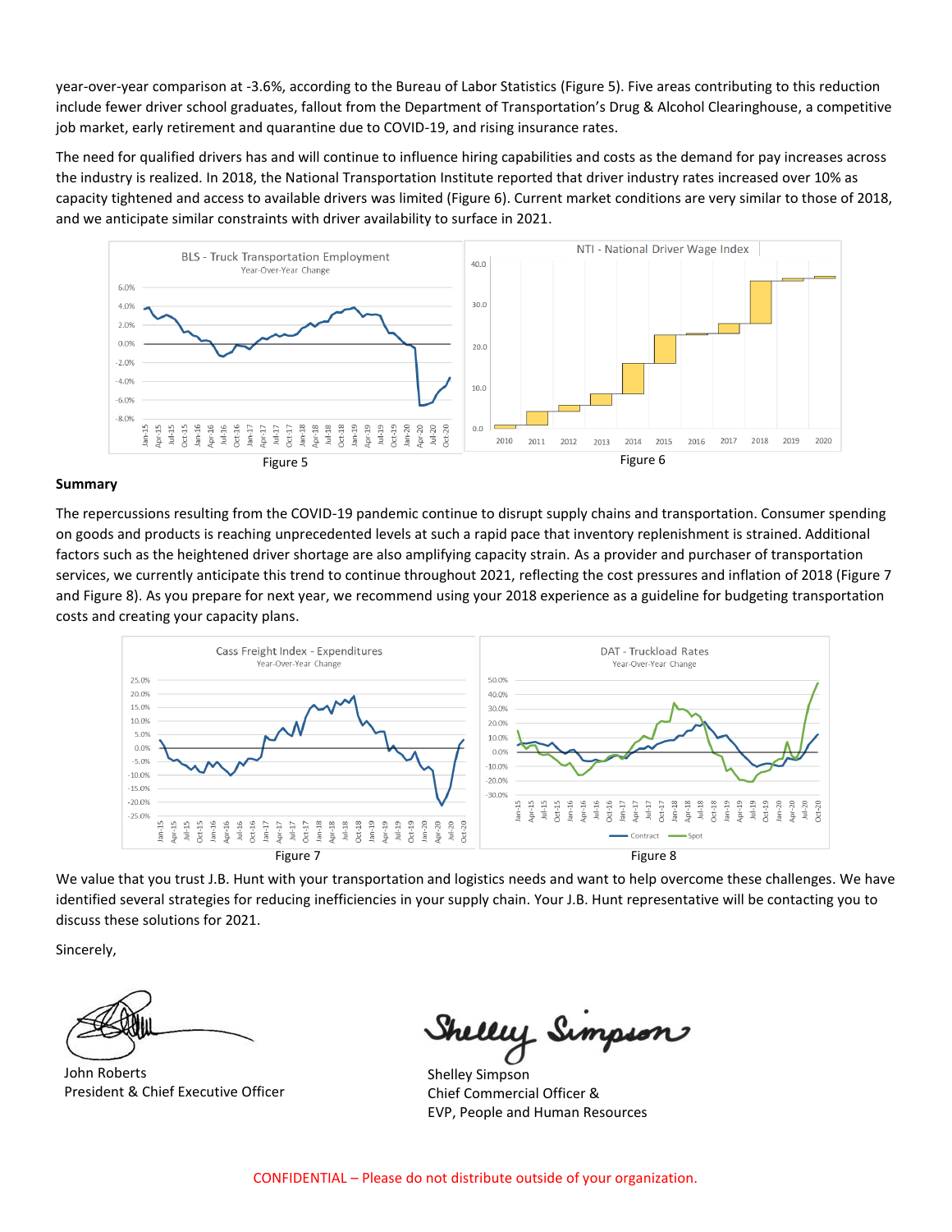year-over-year comparison at -3.6%, according to the Bureau of Labor Statistics (Figure 5). Five areas contributing to this reduction include fewer driver school graduates, fallout from the Department of Transportation's Drug & Alcohol Clearinghouse, a competitive job market, early retirement and quarantine due to COVID-19, and rising insurance rates.

The need for qualified drivers has and will continue to influence hiring capabilities and costs as the demand for pay increases across the industry is realized. In 2018, the National Transportation Institute reported that driver industry rates increased over 10% as capacity tightened and access to available drivers was limited (Figure 6). Current market conditions are very similar to those of 2018, and we anticipate similar constraints with driver availability to surface in 2021.

BLS - Truck Transportation Employment
Year-Over-Year Change

6.0%
4.0%
2.0%
0.0%
-2.0%
-4.0%
-6.0%
-8.0%

Jan-15 Apr-15 Jul-15 Oct-15 Jan-16 Apr-16 Jul-16 Oct-16 Jan-17 Apr-17 Jul-17 Oct-17 Jan-18 Apr-18 Jul-18 Oct-18 Jan-19 Apr-19 Jul-19 Oct-19 Jan-20 Apr-20 Jul-20 Oct-20

Figure 5

NTI - National Driver Wage Index

40.0
30.0
20.0
10.0
0.0

2010 2011 2012 2013 2014 2015 2016 2017 2018 2019 2020

Figure 6

**Summary**

The repercussions resulting from the COVID-19 pandemic continue to disrupt supply chains and transportation. Consumer spending on goods and products is reaching unprecedented levels at such a rapid pace that inventory replenishment is strained. Additional factors such as the heightened driver shortage are also amplifying capacity strain. As a provider and purchaser of transportation services, we currently anticipate this trend to continue throughout 2021, reflecting the cost pressures and inflation of 2018 (Figure 7 and Figure 8). As you prepare for next year, we recommend using your 2018 experience as a guideline for budgeting transportation costs and creating your capacity plans.

Cass Freight Index - Expenditures
Year-Over-Year Change

25.0%
20.0%
15.0%
10.0%
5.0%
0.0%
-5.0%
-10.0%
-15.0%
-20.0%
-25.0%

Jan-15 Apr-15 Jul-15 Oct-15 Jan-16 Apr-16 Jul-16 Oct-16 Jan-17 Apr-17 Jul-17 Oct-17 Jan-18 Apr-18 Jul-18 Oct-18 Jan-19 Apr-19 Jul-19 Oct-19 Jan-20 Apr-20 Jul-20 Oct-20

Figure 7

DAT - Truckload Rates
Year-Over-Year Change

50.0%
40.0%
30.0%
20.0%
10.0%
0.0%
-10.0%
-20.0%
-30.0%

Jan-15 Apr-15 Jul-15 Oct-15 Jan-16 Apr-16 Jul-16 Oct-16 Jan-17 Apr-17 Jul-17 Oct-17 Jan-18 Apr-18 Jul-18 Oct-18 Jan-19 Apr-19 Jul-19 Oct-19 Jan-20 Apr-20 Jul-20 Oct-20

Contract Spot

Figure 8

We value that you trust J.B. Hunt with your transportation and logistics needs and want to help overcome these challenges. We have identified several strategies for reducing inefficiencies in your supply chain. Your J.B. Hunt representative will be contacting you to discuss these solutions for 2021.

Sincerely,

John Roberts
President & Chief Executive Officer

Shelley Simpson
Chief Commercial Officer &
EVP, People and Human Resources

CONFIDENTIAL – Please do not distribute outside of your organization.